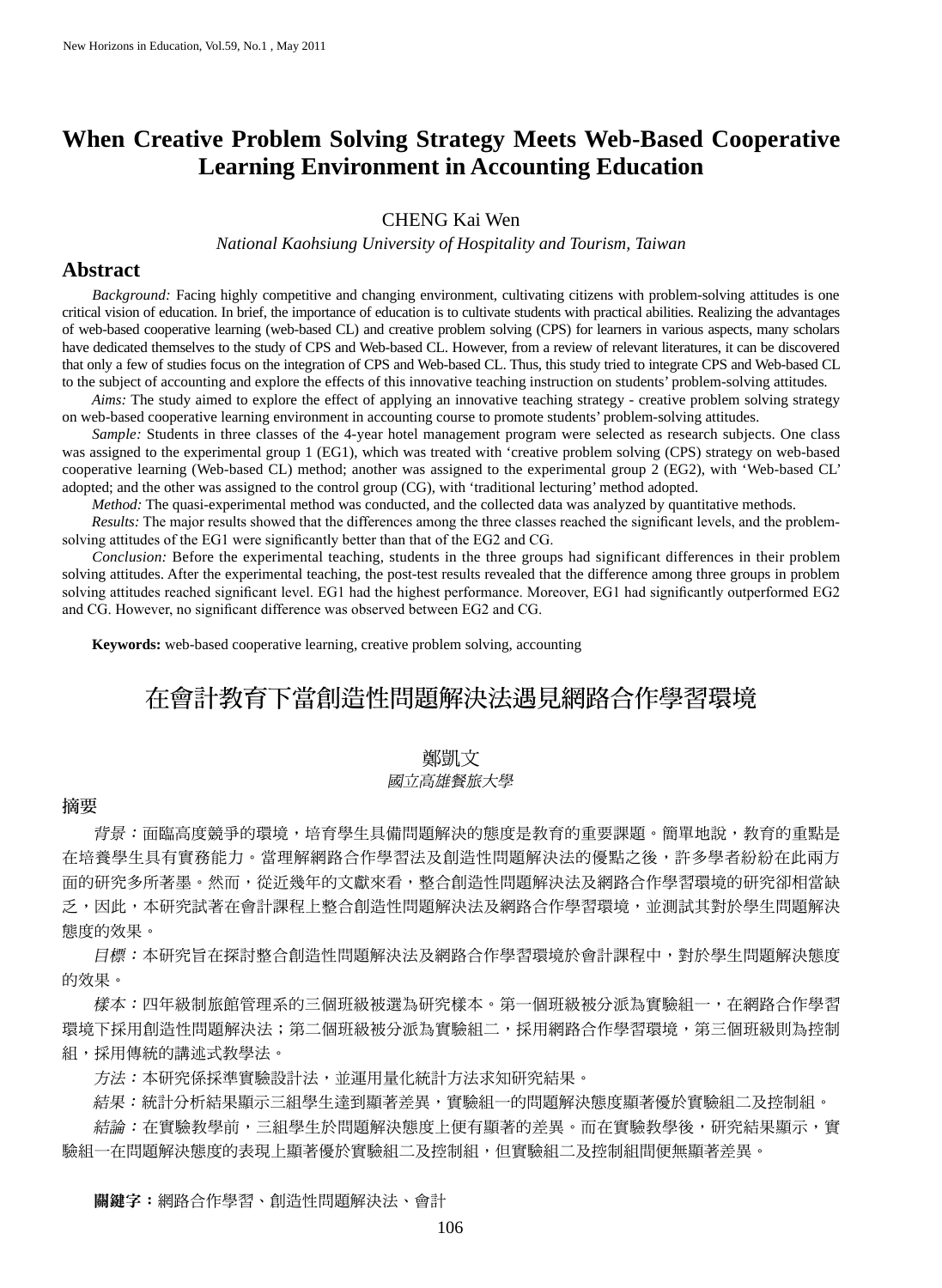# When Creative Problem Solving Strategy Meets Web-Based Cooperative Learning Environment in Accounting Education

CHENG Kai Wen

*National Kaohsiung University of Hospitality and Tourism, Taiwan*

## Abstract

*Background:* Facing highly competitive and changing environment, cultivating citizens with problem-solving attitudes is one critical vision of education. In brief, the importance of education is to cultivate students with practical abilities. Realizing the advantages of web-based cooperative learning (web-based CL) and creative problem solving (CPS) for learners in various aspects, many scholars have dedicated themselves to the study of CPS and Web-based CL. However, from a review of relevant literatures, it can be discovered that only a few of studies focus on the integration of CPS and Web-based CL. Thus, this study tried to integrate CPS and Web-based CL to the subject of accounting and explore the effects of this innovative teaching instruction on students' problem-solving attitudes.

*Aims:* The study aimed to explore the effect of applying an innovative teaching strategy - creative problem solving strategy on web-based cooperative learning environment in accounting course to promote students' problem-solving attitudes.

*Sample:* Students in three classes of the 4-year hotel management program were selected as research subjects. One class was assigned to the experimental group 1 (EG1), which was treated with 'creative problem solving (CPS) strategy on web-based cooperative learning (Web-based CL) method; another was assigned to the experimental group 2 (EG2), with 'Web-based CL' adopted; and the other was assigned to the control group (CG), with 'traditional lecturing' method adopted.

*Method:* The quasi-experimental method was conducted, and the collected data was analyzed by quantitative methods.

*Results:* The major results showed that the differences among the three classes reached the significant levels, and the problem-solving attitudes of the EG1 were significantly better than that of the EG2 and CG.

*Conclusion:* Before the experimental teaching, students in the three groups had significant differences in their problem solving attitudes. After the experimental teaching, the post-test results revealed that the difference among three groups in problem solving attitudes reached significant level. EG1 had the highest performance. Moreover, EG1 had significantly outperformed EG2 and CG. However, no significant difference was observed between EG2 and CG.

**Keywords:** web-based cooperative learning, creative problem solving, accounting

# 在會計教育下當創造性問題解決法遇見網路合作學習環境

鄭凱文

*國立高雄餐旅大學*

## 摘要

*背景：*面臨高度競爭的環境，培育學生具備問題解決的態度是教育的重要課題。簡單地說，教育的重點是在培養學生具有實務能力。當理解網路合作學習法及創造性問題解決法的優點之後，許多學者紛紛在此兩方面的研究多所著墨。然而，從近幾年的文獻來看，整合創造性問題解決法及網路合作學習環境的研究卻相當缺乏，因此，本研究試著在會計課程上整合創造性問題解決法及網路合作學習環境，並測試其對於學生問題解決態度的效果。

*目標：*本研究旨在探討整合創造性問題解決法及網路合作學習環境於會計課程中，對於學生問題解決態度的效果。

*樣本：*四年級制旅館管理系的三個班級被選為研究樣本。第一個班級被分派為實驗組一，在網路合作學習環境下採用創造性問題解決法；第二個班級被分派為實驗組二，採用網路合作學習環境，第三個班級則為控制組，採用傳統的講述式教學法。

*方法：*本研究係採準實驗設計法，並運用量化統計方法求知研究結果。

*結果：*統計分析結果顯示三組學生達到顯著差異，實驗組一的問題解決態度顯著優於實驗組二及控制組。

*結論：*在實驗教學前，三組學生於問題解決態度上便有顯著的差異。而在實驗教學後，研究結果顯示，實驗組一在問題解決態度的表現上顯著優於實驗組二及控制組，但實驗組二及控制組間便無顯著差異。

**關鍵字：**網路合作學習、創造性問題解決法、會計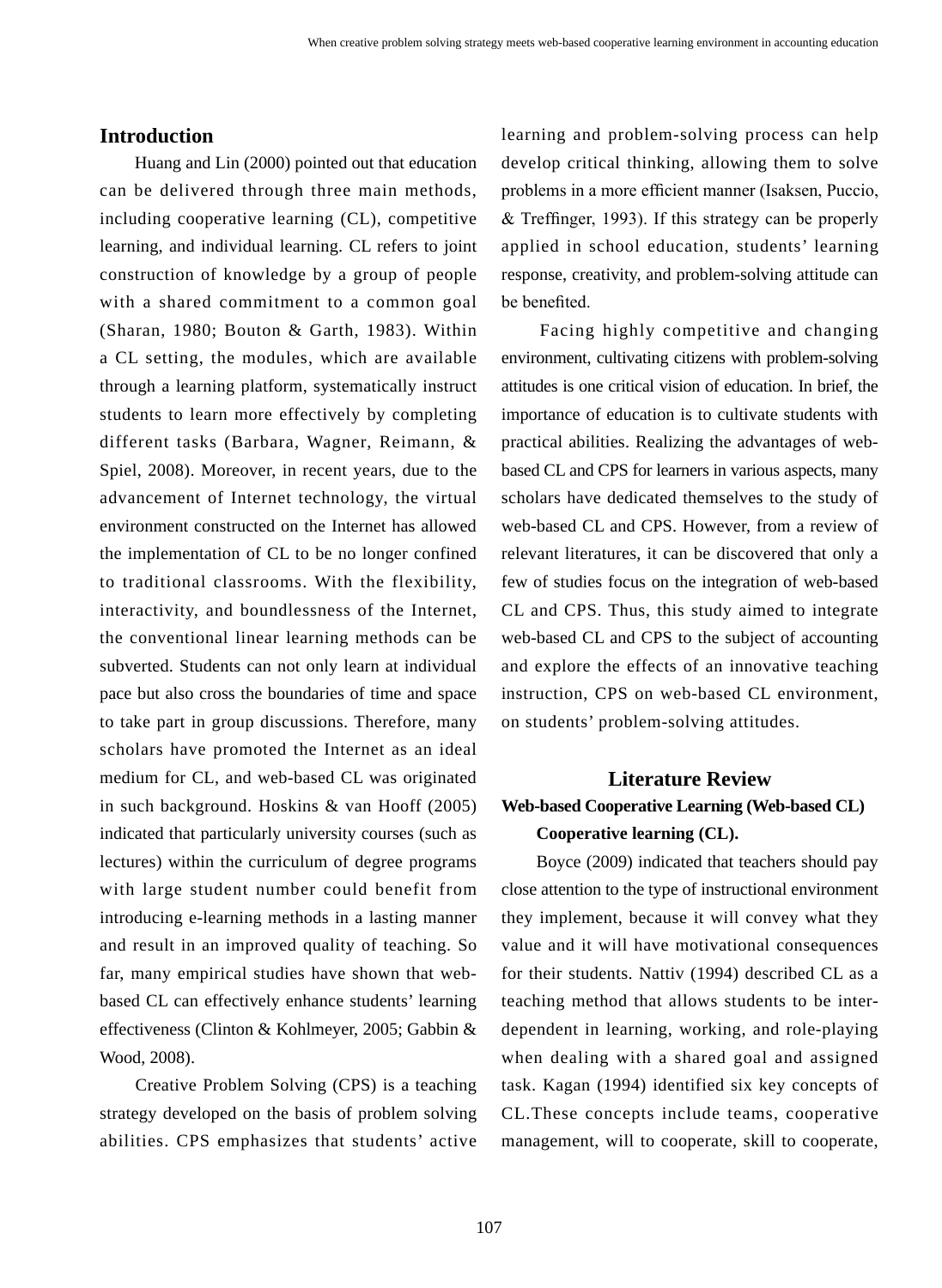## Introduction

Huang and Lin (2000) pointed out that education can be delivered through three main methods, including cooperative learning (CL), competitive learning, and individual learning. CL refers to joint construction of knowledge by a group of people with a shared commitment to a common goal (Sharan, 1980; Bouton & Garth, 1983). Within a CL setting, the modules, which are available through a learning platform, systematically instruct students to learn more effectively by completing different tasks (Barbara, Wagner, Reimann, & Spiel, 2008). Moreover, in recent years, due to the advancement of Internet technology, the virtual environment constructed on the Internet has allowed the implementation of CL to be no longer confined to traditional classrooms. With the flexibility, interactivity, and boundlessness of the Internet, the conventional linear learning methods can be subverted. Students can not only learn at individual pace but also cross the boundaries of time and space to take part in group discussions. Therefore, many scholars have promoted the Internet as an ideal medium for CL, and web-based CL was originated in such background. Hoskins & van Hooff (2005) indicated that particularly university courses (such as lectures) within the curriculum of degree programs with large student number could benefit from introducing e-learning methods in a lasting manner and result in an improved quality of teaching. So far, many empirical studies have shown that web-based CL can effectively enhance students' learning effectiveness (Clinton & Kohlmeyer, 2005; Gabbin & Wood, 2008).

Creative Problem Solving (CPS) is a teaching strategy developed on the basis of problem solving abilities. CPS emphasizes that students' active learning and problem-solving process can help develop critical thinking, allowing them to solve problems in a more efficient manner (Isaksen, Puccio, & Treffinger, 1993). If this strategy can be properly applied in school education, students' learning response, creativity, and problem-solving attitude can be benefited.

Facing highly competitive and changing environment, cultivating citizens with problem-solving attitudes is one critical vision of education. In brief, the importance of education is to cultivate students with practical abilities. Realizing the advantages of web-based CL and CPS for learners in various aspects, many scholars have dedicated themselves to the study of web-based CL and CPS. However, from a review of relevant literatures, it can be discovered that only a few of studies focus on the integration of web-based CL and CPS. Thus, this study aimed to integrate web-based CL and CPS to the subject of accounting and explore the effects of an innovative teaching instruction, CPS on web-based CL environment, on students' problem-solving attitudes.

## Literature Review

### Web-based Cooperative Learning (Web-based CL)

#### Cooperative learning (CL).

Boyce (2009) indicated that teachers should pay close attention to the type of instructional environment they implement, because it will convey what they value and it will have motivational consequences for their students. Nattiv (1994) described CL as a teaching method that allows students to be inter-dependent in learning, working, and role-playing when dealing with a shared goal and assigned task. Kagan (1994) identified six key concepts of CL.These concepts include teams, cooperative management, will to cooperate, skill to cooperate,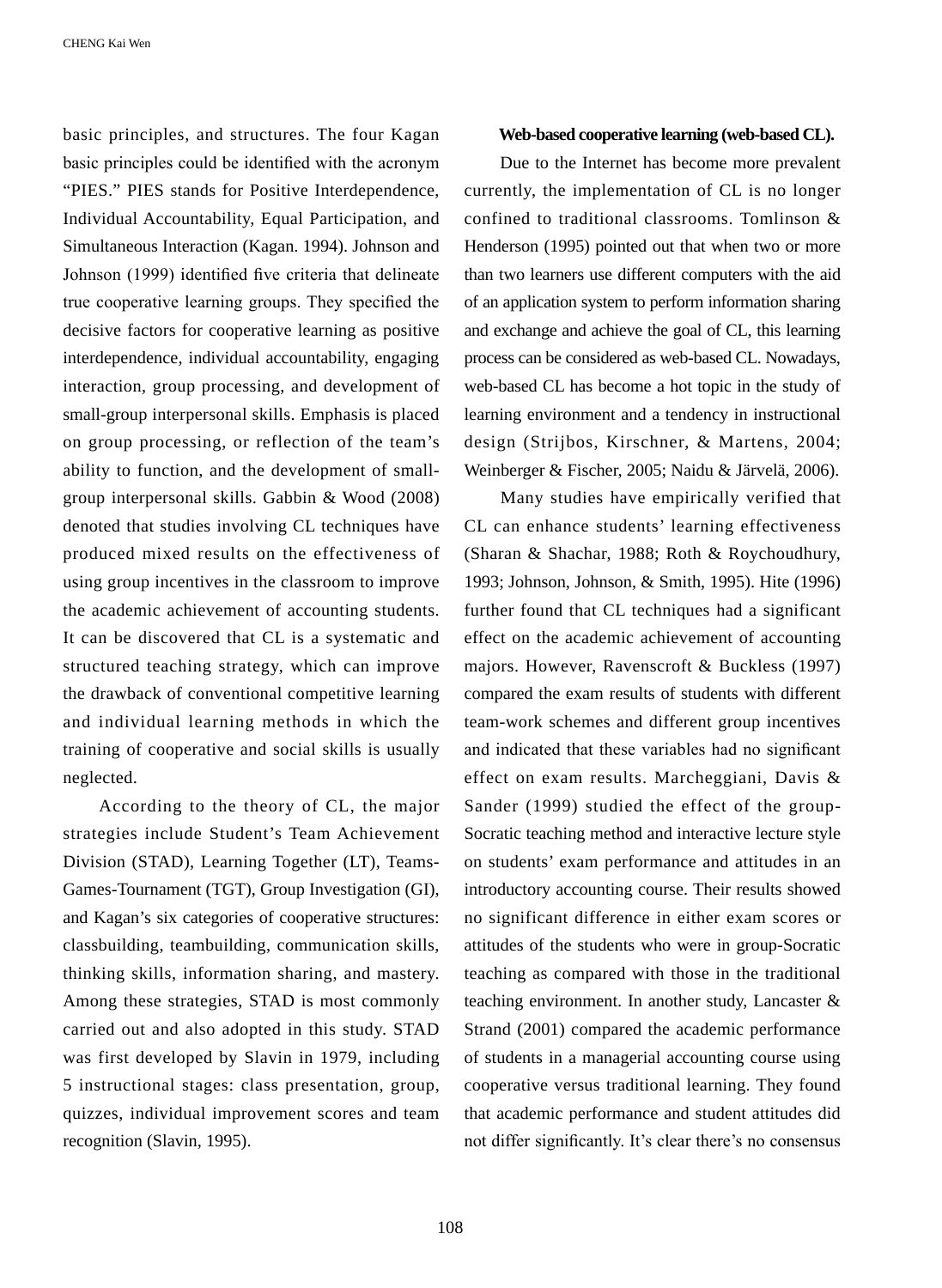basic principles, and structures. The four Kagan basic principles could be identified with the acronym "PIES." PIES stands for Positive Interdependence, Individual Accountability, Equal Participation, and Simultaneous Interaction (Kagan. 1994). Johnson and Johnson (1999) identified five criteria that delineate true cooperative learning groups. They specified the decisive factors for cooperative learning as positive interdependence, individual accountability, engaging interaction, group processing, and development of small-group interpersonal skills. Emphasis is placed on group processing, or reflection of the team's ability to function, and the development of small-group interpersonal skills. Gabbin & Wood (2008) denoted that studies involving CL techniques have produced mixed results on the effectiveness of using group incentives in the classroom to improve the academic achievement of accounting students. It can be discovered that CL is a systematic and structured teaching strategy, which can improve the drawback of conventional competitive learning and individual learning methods in which the training of cooperative and social skills is usually neglected.

According to the theory of CL, the major strategies include Student's Team Achievement Division (STAD), Learning Together (LT), Teams-Games-Tournament (TGT), Group Investigation (GI), and Kagan's six categories of cooperative structures: classbuilding, teambuilding, communication skills, thinking skills, information sharing, and mastery. Among these strategies, STAD is most commonly carried out and also adopted in this study. STAD was first developed by Slavin in 1979, including 5 instructional stages: class presentation, group, quizzes, individual improvement scores and team recognition (Slavin, 1995).

**Web-based cooperative learning (web-based CL).**

Due to the Internet has become more prevalent currently, the implementation of CL is no longer confined to traditional classrooms. Tomlinson & Henderson (1995) pointed out that when two or more than two learners use different computers with the aid of an application system to perform information sharing and exchange and achieve the goal of CL, this learning process can be considered as web-based CL. Nowadays, web-based CL has become a hot topic in the study of learning environment and a tendency in instructional design (Strijbos, Kirschner, & Martens, 2004; Weinberger & Fischer, 2005; Naidu & Järvelä, 2006).

Many studies have empirically verified that CL can enhance students' learning effectiveness (Sharan & Shachar, 1988; Roth & Roychoudhury, 1993; Johnson, Johnson, & Smith, 1995). Hite (1996) further found that CL techniques had a significant effect on the academic achievement of accounting majors. However, Ravenscroft & Buckless (1997) compared the exam results of students with different team-work schemes and different group incentives and indicated that these variables had no significant effect on exam results. Marcheggiani, Davis & Sander (1999) studied the effect of the group-Socratic teaching method and interactive lecture style on students' exam performance and attitudes in an introductory accounting course. Their results showed no significant difference in either exam scores or attitudes of the students who were in group-Socratic teaching as compared with those in the traditional teaching environment. In another study, Lancaster & Strand (2001) compared the academic performance of students in a managerial accounting course using cooperative versus traditional learning. They found that academic performance and student attitudes did not differ significantly. It's clear there's no consensus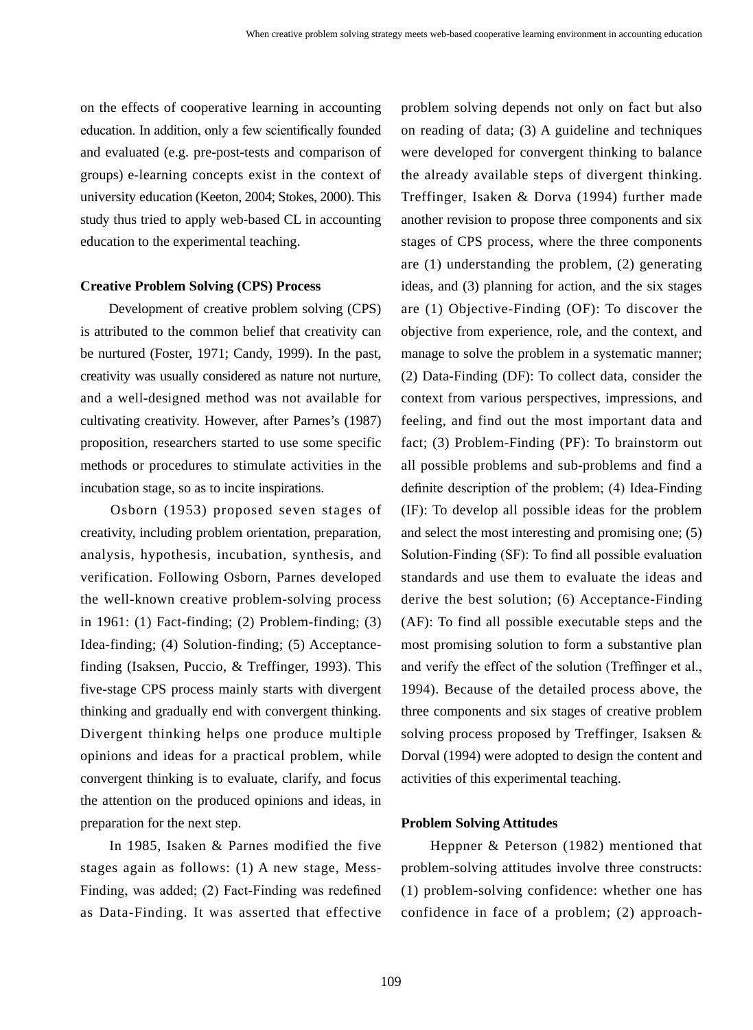on the effects of cooperative learning in accounting education. In addition, only a few scientifically founded and evaluated (e.g. pre-post-tests and comparison of groups) e-learning concepts exist in the context of university education (Keeton, 2004; Stokes, 2000). This study thus tried to apply web-based CL in accounting education to the experimental teaching.

**Creative Problem Solving (CPS) Process**

Development of creative problem solving (CPS) is attributed to the common belief that creativity can be nurtured (Foster, 1971; Candy, 1999). In the past, creativity was usually considered as nature not nurture, and a well-designed method was not available for cultivating creativity. However, after Parnes's (1987) proposition, researchers started to use some specific methods or procedures to stimulate activities in the incubation stage, so as to incite inspirations.

Osborn (1953) proposed seven stages of creativity, including problem orientation, preparation, analysis, hypothesis, incubation, synthesis, and verification. Following Osborn, Parnes developed the well-known creative problem-solving process in 1961: (1) Fact-finding; (2) Problem-finding; (3) Idea-finding; (4) Solution-finding; (5) Acceptance-finding (Isaksen, Puccio, & Treffinger, 1993). This five-stage CPS process mainly starts with divergent thinking and gradually end with convergent thinking. Divergent thinking helps one produce multiple opinions and ideas for a practical problem, while convergent thinking is to evaluate, clarify, and focus the attention on the produced opinions and ideas, in preparation for the next step.

In 1985, Isaken & Parnes modified the five stages again as follows: (1) A new stage, Mess-Finding, was added; (2) Fact-Finding was redefined as Data-Finding. It was asserted that effective problem solving depends not only on fact but also on reading of data; (3) A guideline and techniques were developed for convergent thinking to balance the already available steps of divergent thinking. Treffinger, Isaken & Dorva (1994) further made another revision to propose three components and six stages of CPS process, where the three components are (1) understanding the problem, (2) generating ideas, and (3) planning for action, and the six stages are (1) Objective-Finding (OF): To discover the objective from experience, role, and the context, and manage to solve the problem in a systematic manner; (2) Data-Finding (DF): To collect data, consider the context from various perspectives, impressions, and feeling, and find out the most important data and fact; (3) Problem-Finding (PF): To brainstorm out all possible problems and sub-problems and find a definite description of the problem; (4) Idea-Finding (IF): To develop all possible ideas for the problem and select the most interesting and promising one; (5) Solution-Finding (SF): To find all possible evaluation standards and use them to evaluate the ideas and derive the best solution; (6) Acceptance-Finding (AF): To find all possible executable steps and the most promising solution to form a substantive plan and verify the effect of the solution (Treffinger et al., 1994). Because of the detailed process above, the three components and six stages of creative problem solving process proposed by Treffinger, Isaksen & Dorval (1994) were adopted to design the content and activities of this experimental teaching.

**Problem Solving Attitudes**

Heppner & Peterson (1982) mentioned that problem-solving attitudes involve three constructs: (1) problem-solving confidence: whether one has confidence in face of a problem; (2) approach-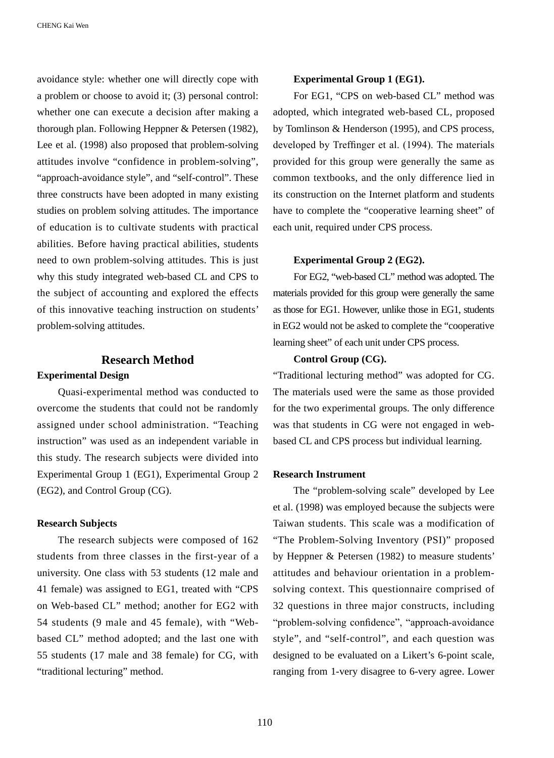avoidance style: whether one will directly cope with a problem or choose to avoid it; (3) personal control: whether one can execute a decision after making a thorough plan. Following Heppner & Petersen (1982), Lee et al. (1998) also proposed that problem-solving attitudes involve “confidence in problem-solving”, “approach-avoidance style”, and “self-control”. These three constructs have been adopted in many existing studies on problem solving attitudes. The importance of education is to cultivate students with practical abilities. Before having practical abilities, students need to own problem-solving attitudes. This is just why this study integrated web-based CL and CPS to the subject of accounting and explored the effects of this innovative teaching instruction on students’ problem-solving attitudes.

## Research Method

### Experimental Design

Quasi-experimental method was conducted to overcome the students that could not be randomly assigned under school administration. “Teaching instruction” was used as an independent variable in this study. The research subjects were divided into Experimental Group 1 (EG1), Experimental Group 2 (EG2), and Control Group (CG).

### Research Subjects

The research subjects were composed of 162 students from three classes in the first-year of a university. One class with 53 students (12 male and 41 female) was assigned to EG1, treated with “CPS on Web-based CL” method; another for EG2 with 54 students (9 male and 45 female), with “Web-based CL” method adopted; and the last one with 55 students (17 male and 38 female) for CG, with “traditional lecturing” method.

#### Experimental Group 1 (EG1).

For EG1, “CPS on web-based CL” method was adopted, which integrated web-based CL, proposed by Tomlinson & Henderson (1995), and CPS process, developed by Treffinger et al. (1994). The materials provided for this group were generally the same as common textbooks, and the only difference lied in its construction on the Internet platform and students have to complete the “cooperative learning sheet” of each unit, required under CPS process.

#### Experimental Group 2 (EG2).

For EG2, “web-based CL” method was adopted. The materials provided for this group were generally the same as those for EG1. However, unlike those in EG1, students in EG2 would not be asked to complete the “cooperative learning sheet” of each unit under CPS process.

#### Control Group (CG).

“Traditional lecturing method” was adopted for CG. The materials used were the same as those provided for the two experimental groups. The only difference was that students in CG were not engaged in web-based CL and CPS process but individual learning.

### Research Instrument

The “problem-solving scale” developed by Lee et al. (1998) was employed because the subjects were Taiwan students. This scale was a modification of “The Problem-Solving Inventory (PSI)” proposed by Heppner & Petersen (1982) to measure students’ attitudes and behaviour orientation in a problem-solving context. This questionnaire comprised of 32 questions in three major constructs, including “problem-solving confidence”, “approach-avoidance style”, and “self-control”, and each question was designed to be evaluated on a Likert’s 6-point scale, ranging from 1-very disagree to 6-very agree. Lower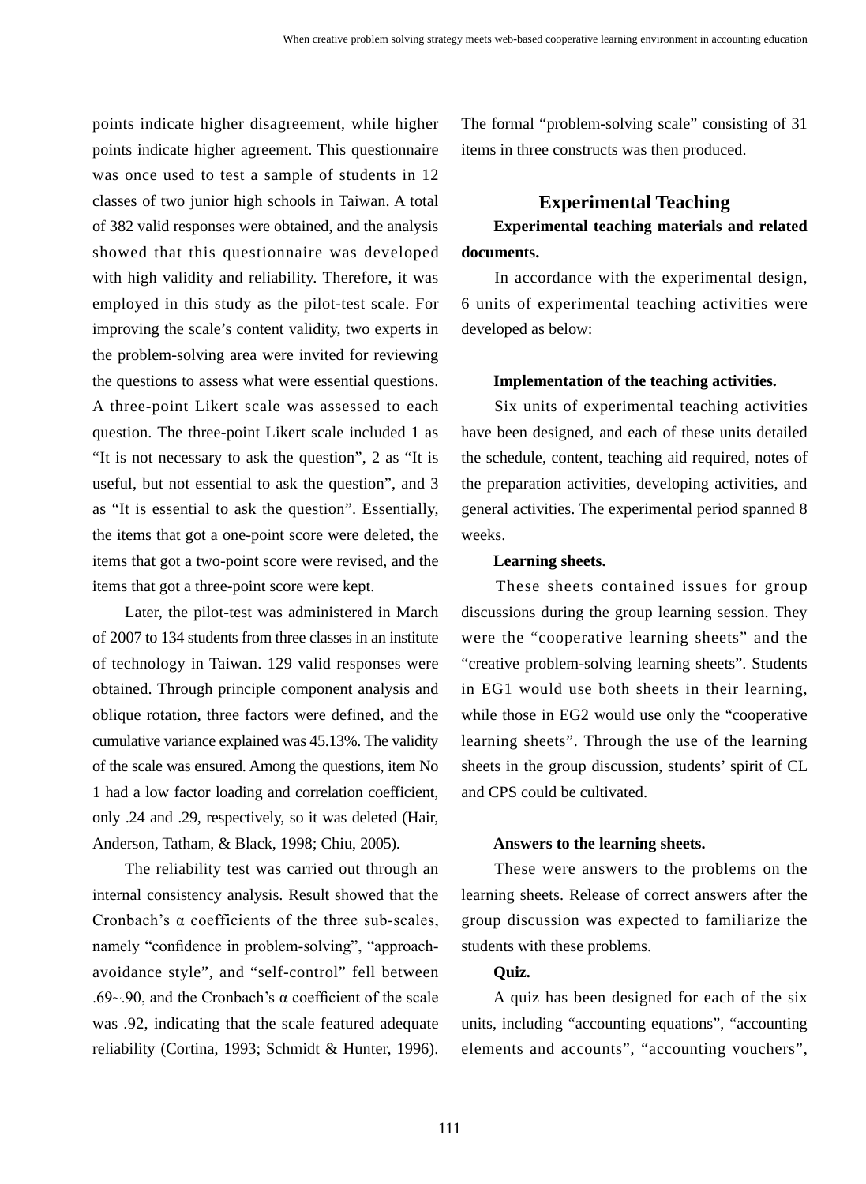points indicate higher disagreement, while higher points indicate higher agreement. This questionnaire was once used to test a sample of students in 12 classes of two junior high schools in Taiwan. A total of 382 valid responses were obtained, and the analysis showed that this questionnaire was developed with high validity and reliability. Therefore, it was employed in this study as the pilot-test scale. For improving the scale's content validity, two experts in the problem-solving area were invited for reviewing the questions to assess what were essential questions. A three-point Likert scale was assessed to each question. The three-point Likert scale included 1 as "It is not necessary to ask the question", 2 as "It is useful, but not essential to ask the question", and 3 as "It is essential to ask the question". Essentially, the items that got a one-point score were deleted, the items that got a two-point score were revised, and the items that got a three-point score were kept.

Later, the pilot-test was administered in March of 2007 to 134 students from three classes in an institute of technology in Taiwan. 129 valid responses were obtained. Through principle component analysis and oblique rotation, three factors were defined, and the cumulative variance explained was 45.13%. The validity of the scale was ensured. Among the questions, item No 1 had a low factor loading and correlation coefficient, only .24 and .29, respectively, so it was deleted (Hair, Anderson, Tatham, & Black, 1998; Chiu, 2005).

The reliability test was carried out through an internal consistency analysis. Result showed that the Cronbach's α coefficients of the three sub-scales, namely "confidence in problem-solving", "approach-avoidance style", and "self-control" fell between .69~.90, and the Cronbach's α coefficient of the scale was .92, indicating that the scale featured adequate reliability (Cortina, 1993; Schmidt & Hunter, 1996). The formal "problem-solving scale" consisting of 31 items in three constructs was then produced.

## Experimental Teaching

### Experimental teaching materials and related documents.

In accordance with the experimental design, 6 units of experimental teaching activities were developed as below:

**Implementation of the teaching activities.**

Six units of experimental teaching activities have been designed, and each of these units detailed the schedule, content, teaching aid required, notes of the preparation activities, developing activities, and general activities. The experimental period spanned 8 weeks.

**Learning sheets.**

These sheets contained issues for group discussions during the group learning session. They were the "cooperative learning sheets" and the "creative problem-solving learning sheets". Students in EG1 would use both sheets in their learning, while those in EG2 would use only the "cooperative learning sheets". Through the use of the learning sheets in the group discussion, students' spirit of CL and CPS could be cultivated.

**Answers to the learning sheets.**

These were answers to the problems on the learning sheets. Release of correct answers after the group discussion was expected to familiarize the students with these problems.

**Quiz.**

A quiz has been designed for each of the six units, including "accounting equations", "accounting elements and accounts", "accounting vouchers",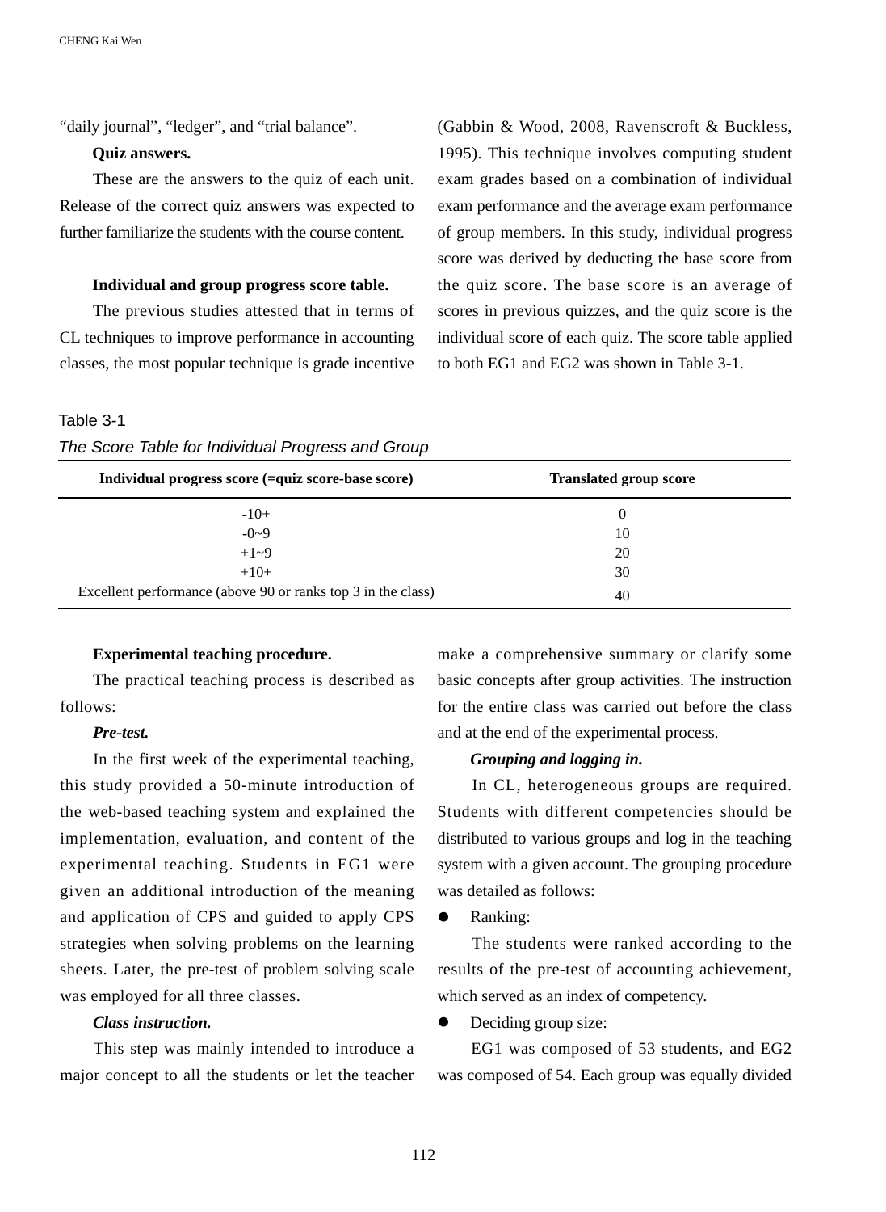"daily journal", "ledger", and "trial balance".

**Quiz answers.**

These are the answers to the quiz of each unit. Release of the correct quiz answers was expected to further familiarize the students with the course content.

**Individual and group progress score table.**

The previous studies attested that in terms of CL techniques to improve performance in accounting classes, the most popular technique is grade incentive (Gabbin & Wood, 2008, Ravenscroft & Buckless, 1995). This technique involves computing student exam grades based on a combination of individual exam performance and the average exam performance of group members. In this study, individual progress score was derived by deducting the base score from the quiz score. The base score is an average of scores in previous quizzes, and the quiz score is the individual score of each quiz. The score table applied to both EG1 and EG2 was shown in Table 3-1.

Table 3-1

*The Score Table for Individual Progress and Group*

| Individual progress score (=quiz score-base score) | Translated group score |
|---|---|
| -10+ | 0 |
| -0~9 | 10 |
| +1~9 | 20 |
| +10+ | 30 |
| Excellent performance (above 90 or ranks top 3 in the class) | 40 |

**Experimental teaching procedure.**

The practical teaching process is described as follows:

***Pre-test.***

In the first week of the experimental teaching, this study provided a 50-minute introduction of the web-based teaching system and explained the implementation, evaluation, and content of the experimental teaching. Students in EG1 were given an additional introduction of the meaning and application of CPS and guided to apply CPS strategies when solving problems on the learning sheets. Later, the pre-test of problem solving scale was employed for all three classes.

***Class instruction.***

This step was mainly intended to introduce a major concept to all the students or let the teacher make a comprehensive summary or clarify some basic concepts after group activities. The instruction for the entire class was carried out before the class and at the end of the experimental process.

***Grouping and logging in.***

In CL, heterogeneous groups are required. Students with different competencies should be distributed to various groups and log in the teaching system with a given account. The grouping procedure was detailed as follows:

- Ranking:

The students were ranked according to the results of the pre-test of accounting achievement, which served as an index of competency.

- Deciding group size:

EG1 was composed of 53 students, and EG2 was composed of 54. Each group was equally divided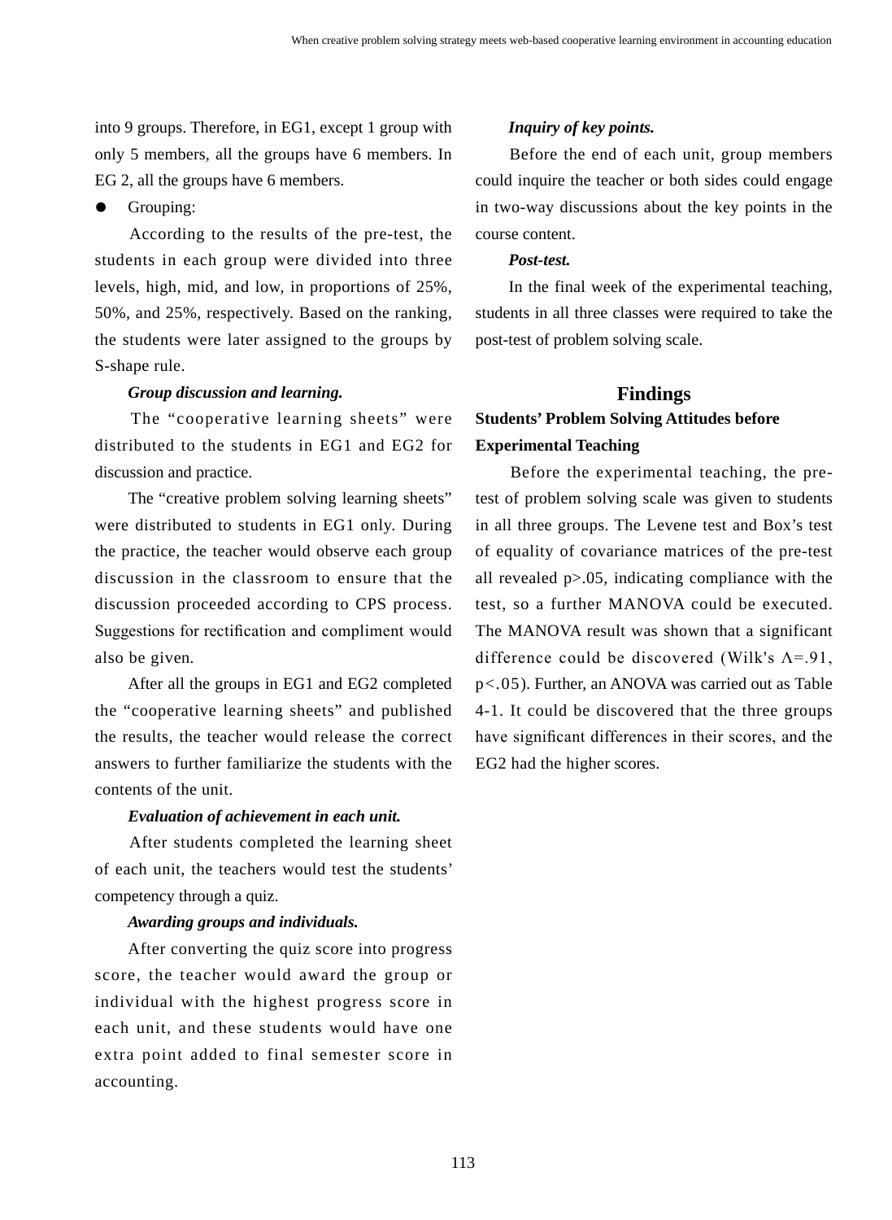into 9 groups. Therefore, in EG1, except 1 group with only 5 members, all the groups have 6 members. In EG 2, all the groups have 6 members.

- Grouping:

According to the results of the pre-test, the students in each group were divided into three levels, high, mid, and low, in proportions of 25%, 50%, and 25%, respectively. Based on the ranking, the students were later assigned to the groups by S-shape rule.

***Group discussion and learning.***

The "cooperative learning sheets" were distributed to the students in EG1 and EG2 for discussion and practice.

The "creative problem solving learning sheets" were distributed to students in EG1 only. During the practice, the teacher would observe each group discussion in the classroom to ensure that the discussion proceeded according to CPS process. Suggestions for rectification and compliment would also be given.

After all the groups in EG1 and EG2 completed the "cooperative learning sheets" and published the results, the teacher would release the correct answers to further familiarize the students with the contents of the unit.

***Evaluation of achievement in each unit.***

After students completed the learning sheet of each unit, the teachers would test the students' competency through a quiz.

***Awarding groups and individuals.***

After converting the quiz score into progress score, the teacher would award the group or individual with the highest progress score in each unit, and these students would have one extra point added to final semester score in accounting.

***Inquiry of key points.***

Before the end of each unit, group members could inquire the teacher or both sides could engage in two-way discussions about the key points in the course content.

***Post-test.***

In the final week of the experimental teaching, students in all three classes were required to take the post-test of problem solving scale.

## Findings

### Students' Problem Solving Attitudes before Experimental Teaching

Before the experimental teaching, the pre-test of problem solving scale was given to students in all three groups. The Levene test and Box's test of equality of covariance matrices of the pre-test all revealed $p>.05$, indicating compliance with the test, so a further MANOVA could be executed. The MANOVA result was shown that a significant difference could be discovered (Wilk's $\Lambda=.91$, $p<.05$). Further, an ANOVA was carried out as Table 4-1. It could be discovered that the three groups have significant differences in their scores, and the EG2 had the higher scores.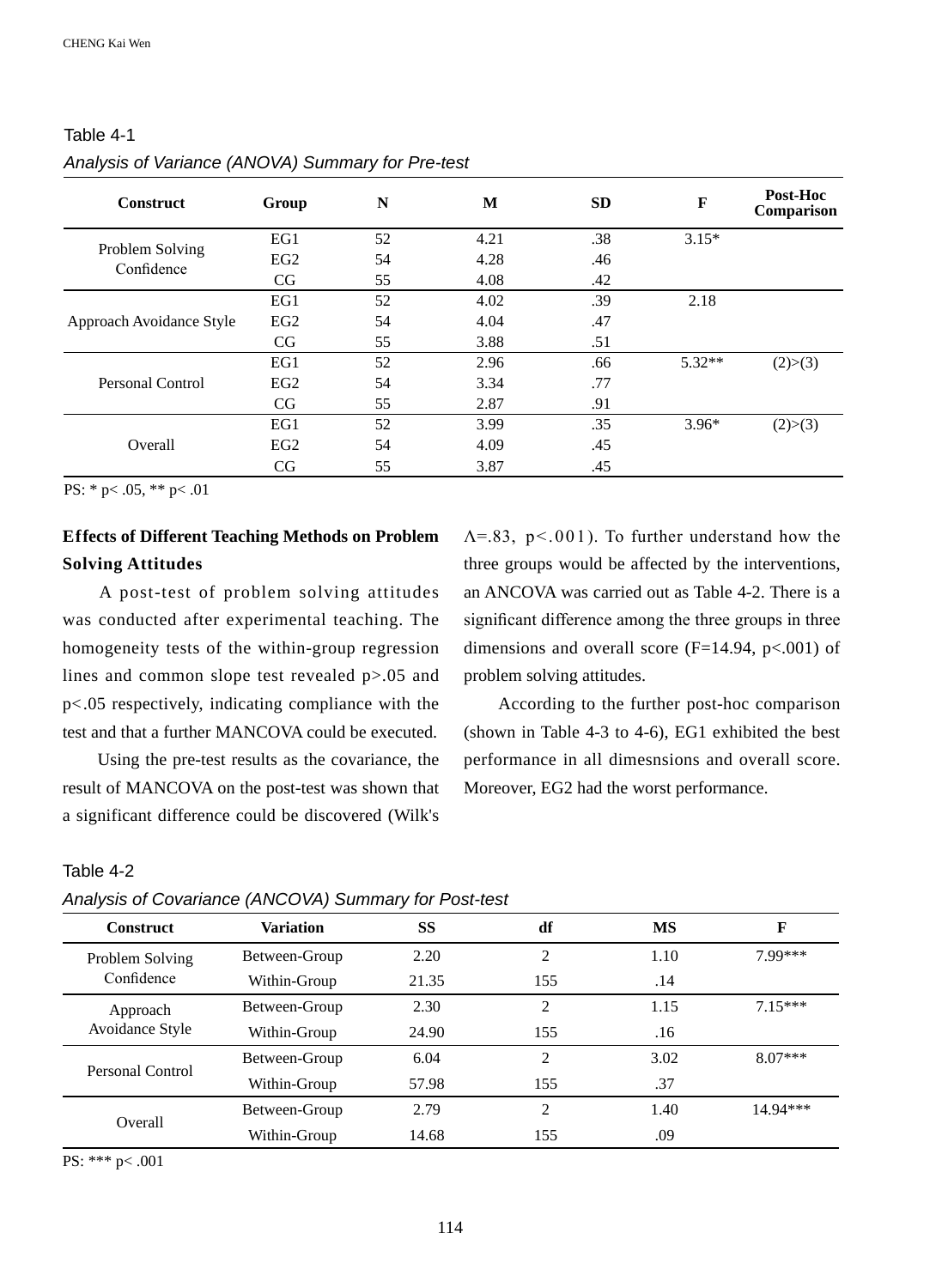Table 4-1

*Analysis of Variance (ANOVA) Summary for Pre-test*

| Construct | Group | N | M | SD | F | Post-Hoc Comparison |
|---|---|---|---|---|---|---|
| Problem Solving Confidence | EG1 | 52 | 4.21 | .38 | 3.15* | |
| | EG2 | 54 | 4.28 | .46 | | |
| | CG | 55 | 4.08 | .42 | | |
| Approach Avoidance Style | EG1 | 52 | 4.02 | .39 | 2.18 | |
| | EG2 | 54 | 4.04 | .47 | | |
| | CG | 55 | 3.88 | .51 | | |
| Personal Control | EG1 | 52 | 2.96 | .66 | 5.32** | (2)>(3) |
| | EG2 | 54 | 3.34 | .77 | | |
| | CG | 55 | 2.87 | .91 | | |
| Overall | EG1 | 52 | 3.99 | .35 | 3.96* | (2)>(3) |
| | EG2 | 54 | 4.09 | .45 | | |
| | CG | 55 | 3.87 | .45 | | |

PS: * p< .05, ** p< .01

**Effects of Different Teaching Methods on Problem Solving Attitudes**

A post-test of problem solving attitudes was conducted after experimental teaching. The homogeneity tests of the within-group regression lines and common slope test revealed p>.05 and p<.05 respectively, indicating compliance with the test and that a further MANCOVA could be executed.

Using the pre-test results as the covariance, the result of MANCOVA on the post-test was shown that a significant difference could be discovered (Wilk's $\Lambda$=.83, p<.001). To further understand how the three groups would be affected by the interventions, an ANCOVA was carried out as Table 4-2. There is a significant difference among the three groups in three dimensions and overall score (F=14.94, p<.001) of problem solving attitudes.

According to the further post-hoc comparison (shown in Table 4-3 to 4-6), EG1 exhibited the best performance in all dimesnsions and overall score. Moreover, EG2 had the worst performance.

Table 4-2

*Analysis of Covariance (ANCOVA) Summary for Post-test*

| Construct | Variation | SS | df | MS | F |
|---|---|---|---|---|---|
| Problem Solving Confidence | Between-Group | 2.20 | 2 | 1.10 | 7.99*** |
| | Within-Group | 21.35 | 155 | .14 | |
| Approach Avoidance Style | Between-Group | 2.30 | 2 | 1.15 | 7.15*** |
| | Within-Group | 24.90 | 155 | .16 | |
| Personal Control | Between-Group | 6.04 | 2 | 3.02 | 8.07*** |
| | Within-Group | 57.98 | 155 | .37 | |
| Overall | Between-Group | 2.79 | 2 | 1.40 | 14.94*** |
| | Within-Group | 14.68 | 155 | .09 | |

PS: *** p< .001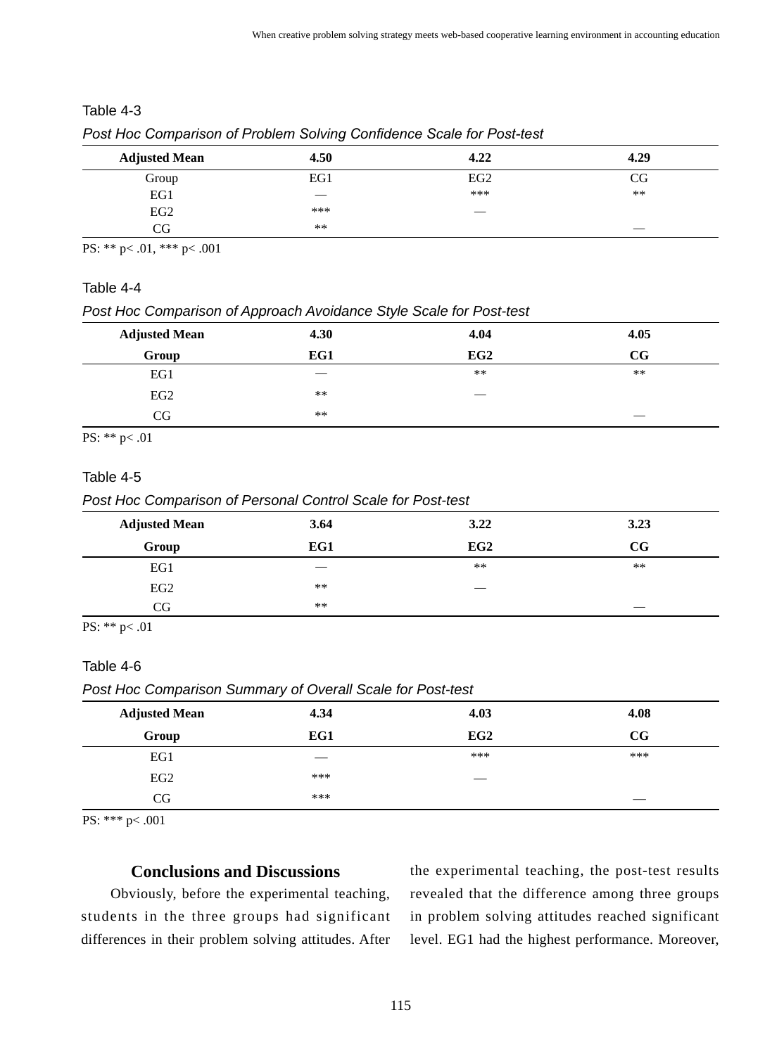Table 4-3

*Post Hoc Comparison of Problem Solving Confidence Scale for Post-test*

| **Adjusted Mean** | **4.50** | **4.22** | **4.29** |
|---|---|---|---|
| Group | EG1 | EG2 | CG |
| EG1 | — | *** | ** |
| EG2 | *** | — | |
| CG | ** | | — |

PS: ** p< .01, *** p< .001

Table 4-4

*Post Hoc Comparison of Approach Avoidance Style Scale for Post-test*

| **Adjusted Mean** | **4.30** | **4.04** | **4.05** |
|---|---|---|---|
| **Group** | **EG1** | **EG2** | **CG** |
| EG1 | — | ** | ** |
| EG2 | ** | — | |
| CG | ** | | — |

PS: ** p< .01

Table 4-5

*Post Hoc Comparison of Personal Control Scale for Post-test*

| **Adjusted Mean** | **3.64** | **3.22** | **3.23** |
|---|---|---|---|
| **Group** | **EG1** | **EG2** | **CG** |
| EG1 | — | ** | ** |
| EG2 | ** | — | |
| CG | ** | | — |

PS: ** p< .01

Table 4-6

*Post Hoc Comparison Summary of Overall Scale for Post-test*

| **Adjusted Mean** | **4.34** | **4.03** | **4.08** |
|---|---|---|---|
| **Group** | **EG1** | **EG2** | **CG** |
| EG1 | — | *** | *** |
| EG2 | *** | — | |
| CG | *** | | — |

PS: *** p< .001

## Conclusions and Discussions

Obviously, before the experimental teaching, students in the three groups had significant differences in their problem solving attitudes. After the experimental teaching, the post-test results revealed that the difference among three groups in problem solving attitudes reached significant level. EG1 had the highest performance. Moreover,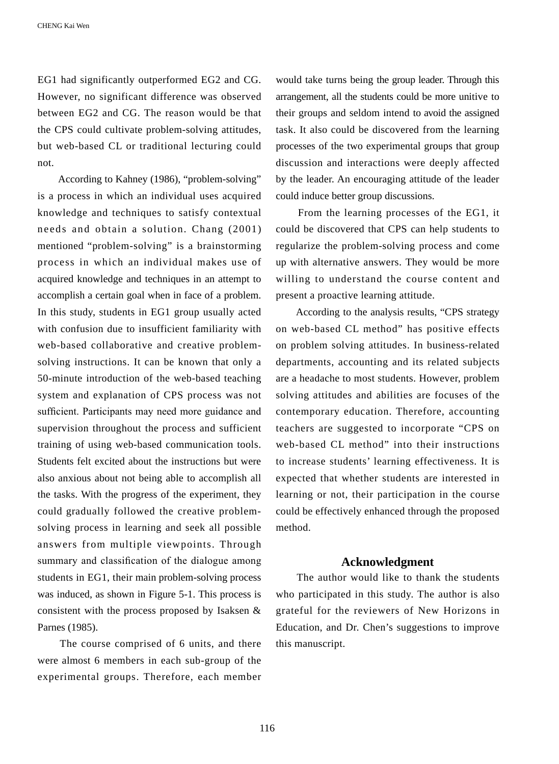EG1 had significantly outperformed EG2 and CG. However, no significant difference was observed between EG2 and CG. The reason would be that the CPS could cultivate problem-solving attitudes, but web-based CL or traditional lecturing could not.

According to Kahney (1986), "problem-solving" is a process in which an individual uses acquired knowledge and techniques to satisfy contextual needs and obtain a solution. Chang (2001) mentioned "problem-solving" is a brainstorming process in which an individual makes use of acquired knowledge and techniques in an attempt to accomplish a certain goal when in face of a problem. In this study, students in EG1 group usually acted with confusion due to insufficient familiarity with web-based collaborative and creative problem-solving instructions. It can be known that only a 50-minute introduction of the web-based teaching system and explanation of CPS process was not sufficient. Participants may need more guidance and supervision throughout the process and sufficient training of using web-based communication tools. Students felt excited about the instructions but were also anxious about not being able to accomplish all the tasks. With the progress of the experiment, they could gradually followed the creative problem-solving process in learning and seek all possible answers from multiple viewpoints. Through summary and classification of the dialogue among students in EG1, their main problem-solving process was induced, as shown in Figure 5-1. This process is consistent with the process proposed by Isaksen & Parnes (1985).

The course comprised of 6 units, and there were almost 6 members in each sub-group of the experimental groups. Therefore, each member would take turns being the group leader. Through this arrangement, all the students could be more unitive to their groups and seldom intend to avoid the assigned task. It also could be discovered from the learning processes of the two experimental groups that group discussion and interactions were deeply affected by the leader. An encouraging attitude of the leader could induce better group discussions.

From the learning processes of the EG1, it could be discovered that CPS can help students to regularize the problem-solving process and come up with alternative answers. They would be more willing to understand the course content and present a proactive learning attitude.

According to the analysis results, "CPS strategy on web-based CL method" has positive effects on problem solving attitudes. In business-related departments, accounting and its related subjects are a headache to most students. However, problem solving attitudes and abilities are focuses of the contemporary education. Therefore, accounting teachers are suggested to incorporate "CPS on web-based CL method" into their instructions to increase students' learning effectiveness. It is expected that whether students are interested in learning or not, their participation in the course could be effectively enhanced through the proposed method.

## Acknowledgment

The author would like to thank the students who participated in this study. The author is also grateful for the reviewers of New Horizons in Education, and Dr. Chen's suggestions to improve this manuscript.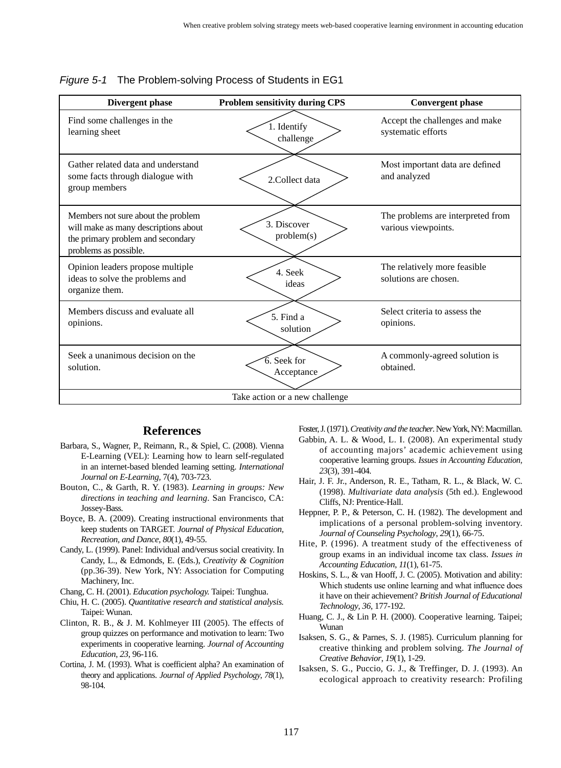*Figure 5-1* The Problem-solving Process of Students in EG1

| Divergent phase | Problem sensitivity during CPS | Convergent phase |
|---|---|---|
| Find some challenges in the learning sheet | 1. Identify challenge | Accept the challenges and make systematic efforts |
| Gather related data and understand some facts through dialogue with group members | 2.Collect data | Most important data are defined and analyzed |
| Members not sure about the problem will make as many descriptions about the primary problem and secondary problems as possible. | 3. Discover problem(s) | The problems are interpreted from various viewpoints. |
| Opinion leaders propose multiple ideas to solve the problems and organize them. | 4. Seek ideas | The relatively more feasible solutions are chosen. |
| Members discuss and evaluate all opinions. | 5. Find a solution | Select criteria to assess the opinions. |
| Seek a unanimous decision on the solution. | 6. Seek for Acceptance | A commonly-agreed solution is obtained. |
| Take action or a new challenge | | |

## References

Barbara, S., Wagner, P., Reimann, R., & Spiel, C. (2008). Vienna E-Learning (VEL): Learning how to learn self-regulated in an internet-based blended learning setting. *International Journal on E-Learning*, 7(4), 703-723.

Bouton, C., & Garth, R. Y. (1983). *Learning in groups: New directions in teaching and learning*. San Francisco, CA: Jossey-Bass.

Boyce, B. A. (2009). Creating instructional environments that keep students on TARGET. *Journal of Physical Education, Recreation, and Dance, 80*(1), 49-55.

Candy, L. (1999). Panel: Individual and/versus social creativity. In Candy, L., & Edmonds, E. (Eds.), *Creativity & Cognition* (pp.36-39). New York, NY: Association for Computing Machinery, Inc.

Chang, C. H. (2001). *Education psychology.* Taipei: Tunghua.

Chiu, H. C. (2005). *Quantitative research and statistical analysis.* Taipei: Wunan.

Clinton, R. B., & J. M. Kohlmeyer III (2005). The effects of group quizzes on performance and motivation to learn: Two experiments in cooperative learning. *Journal of Accounting Education, 23*, 96-116.

Cortina, J. M. (1993). What is coefficient alpha? An examination of theory and applications. *Journal of Applied Psychology, 78*(1), 98-104.

Foster, J. (1971). *Creativity and the teacher*. New York, NY: Macmillan.

Gabbin, A. L. & Wood, L. I. (2008). An experimental study of accounting majors' academic achievement using cooperative learning groups. *Issues in Accounting Education, 23*(3), 391-404.

Hair, J. F. Jr., Anderson, R. E., Tatham, R. L., & Black, W. C. (1998). *Multivariate data analysis* (5th ed.). Englewood Cliffs, NJ: Prentice-Hall.

Heppner, P. P., & Peterson, C. H. (1982). The development and implications of a personal problem-solving inventory. *Journal of Counseling Psychology, 29*(1), 66-75.

Hite, P. (1996). A treatment study of the effectiveness of group exams in an individual income tax class. *Issues in Accounting Education, 11*(1), 61-75.

Hoskins, S. L., & van Hooff, J. C. (2005). Motivation and ability: Which students use online learning and what influence does it have on their achievement? *British Journal of Educational Technology, 36*, 177-192.

Huang, C. J., & Lin P. H. (2000). Cooperative learning. Taipei; Wunan

Isaksen, S. G., & Parnes, S. J. (1985). Curriculum planning for creative thinking and problem solving. *The Journal of Creative Behavior, 19*(1), 1-29.

Isaksen, S. G., Puccio, G. J., & Treffinger, D. J. (1993). An ecological approach to creativity research: Profiling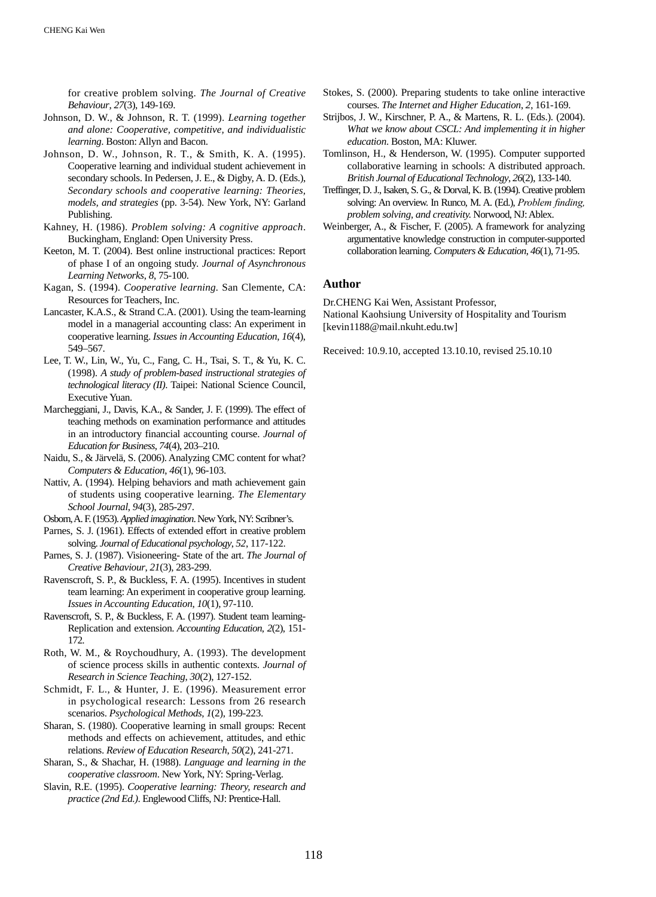for creative problem solving. *The Journal of Creative Behaviour, 27*(3), 149-169.

Johnson, D. W., & Johnson, R. T. (1999). *Learning together and alone: Cooperative, competitive, and individualistic learning*. Boston: Allyn and Bacon.

Johnson, D. W., Johnson, R. T., & Smith, K. A. (1995). Cooperative learning and individual student achievement in secondary schools. In Pedersen, J. E., & Digby, A. D. (Eds.), *Secondary schools and cooperative learning: Theories, models, and strategies* (pp. 3-54). New York, NY: Garland Publishing.

Kahney, H. (1986). *Problem solving: A cognitive approach*. Buckingham, England: Open University Press.

Keeton, M. T. (2004). Best online instructional practices: Report of phase I of an ongoing study. *Journal of Asynchronous Learning Networks, 8*, 75-100.

Kagan, S. (1994). *Cooperative learning*. San Clemente, CA: Resources for Teachers, Inc.

Lancaster, K.A.S., & Strand C.A. (2001). Using the team-learning model in a managerial accounting class: An experiment in cooperative learning. *Issues in Accounting Education, 16*(4), 549–567.

Lee, T. W., Lin, W., Yu, C., Fang, C. H., Tsai, S. T., & Yu, K. C. (1998). *A study of problem-based instructional strategies of technological literacy (II)*. Taipei: National Science Council, Executive Yuan.

Marcheggiani, J., Davis, K.A., & Sander, J. F. (1999). The effect of teaching methods on examination performance and attitudes in an introductory financial accounting course. *Journal of Education for Business, 74*(4), 203–210.

Naidu, S., & Järvelä, S. (2006). Analyzing CMC content for what? *Computers & Education, 46*(1), 96-103.

Nattiv, A. (1994). Helping behaviors and math achievement gain of students using cooperative learning. *The Elementary School Journal, 94*(3), 285-297.

Osborn, A. F. (1953). *Applied imagination*. New York, NY: Scribner's.

Parnes, S. J. (1961). Effects of extended effort in creative problem solving. *Journal of Educational psychology, 52*, 117-122.

Parnes, S. J. (1987). Visioneering- State of the art. *The Journal of Creative Behaviour, 21*(3), 283-299.

Ravenscroft, S. P., & Buckless, F. A. (1995). Incentives in student team learning: An experiment in cooperative group learning. *Issues in Accounting Education, 10*(1), 97-110.

Ravenscroft, S. P., & Buckless, F. A. (1997). Student team learning-Replication and extension. *Accounting Education, 2*(2), 151-172.

Roth, W. M., & Roychoudhury, A. (1993). The development of science process skills in authentic contexts. *Journal of Research in Science Teaching, 30*(2), 127-152.

Schmidt, F. L., & Hunter, J. E. (1996). Measurement error in psychological research: Lessons from 26 research scenarios. *Psychological Methods, 1*(2), 199-223.

Sharan, S. (1980). Cooperative learning in small groups: Recent methods and effects on achievement, attitudes, and ethic relations. *Review of Education Research, 50*(2), 241-271.

Sharan, S., & Shachar, H. (1988). *Language and learning in the cooperative classroom*. New York, NY: Spring-Verlag.

Slavin, R.E. (1995). *Cooperative learning: Theory, research and practice (2nd Ed.)*. Englewood Cliffs, NJ: Prentice-Hall.

Stokes, S. (2000). Preparing students to take online interactive courses. *The Internet and Higher Education, 2*, 161-169.

Strijbos, J. W., Kirschner, P. A., & Martens, R. L. (Eds.). (2004). *What we know about CSCL: And implementing it in higher education*. Boston, MA: Kluwer.

Tomlinson, H., & Henderson, W. (1995). Computer supported collaborative learning in schools: A distributed approach. *British Journal of Educational Technology, 26*(2), 133-140.

Treffinger, D. J., Isaken, S. G., & Dorval, K. B. (1994). Creative problem solving: An overview. In Runco, M. A. (Ed.), *Problem finding, problem solving, and creativity*. Norwood, NJ: Ablex.

Weinberger, A., & Fischer, F. (2005). A framework for analyzing argumentative knowledge construction in computer-supported collaboration learning. *Computers & Education, 46*(1), 71-95.

## Author

Dr.CHENG Kai Wen, Assistant Professor,
National Kaohsiung University of Hospitality and Tourism
[kevin1188@mail.nkuht.edu.tw]

Received: 10.9.10, accepted 13.10.10, revised 25.10.10